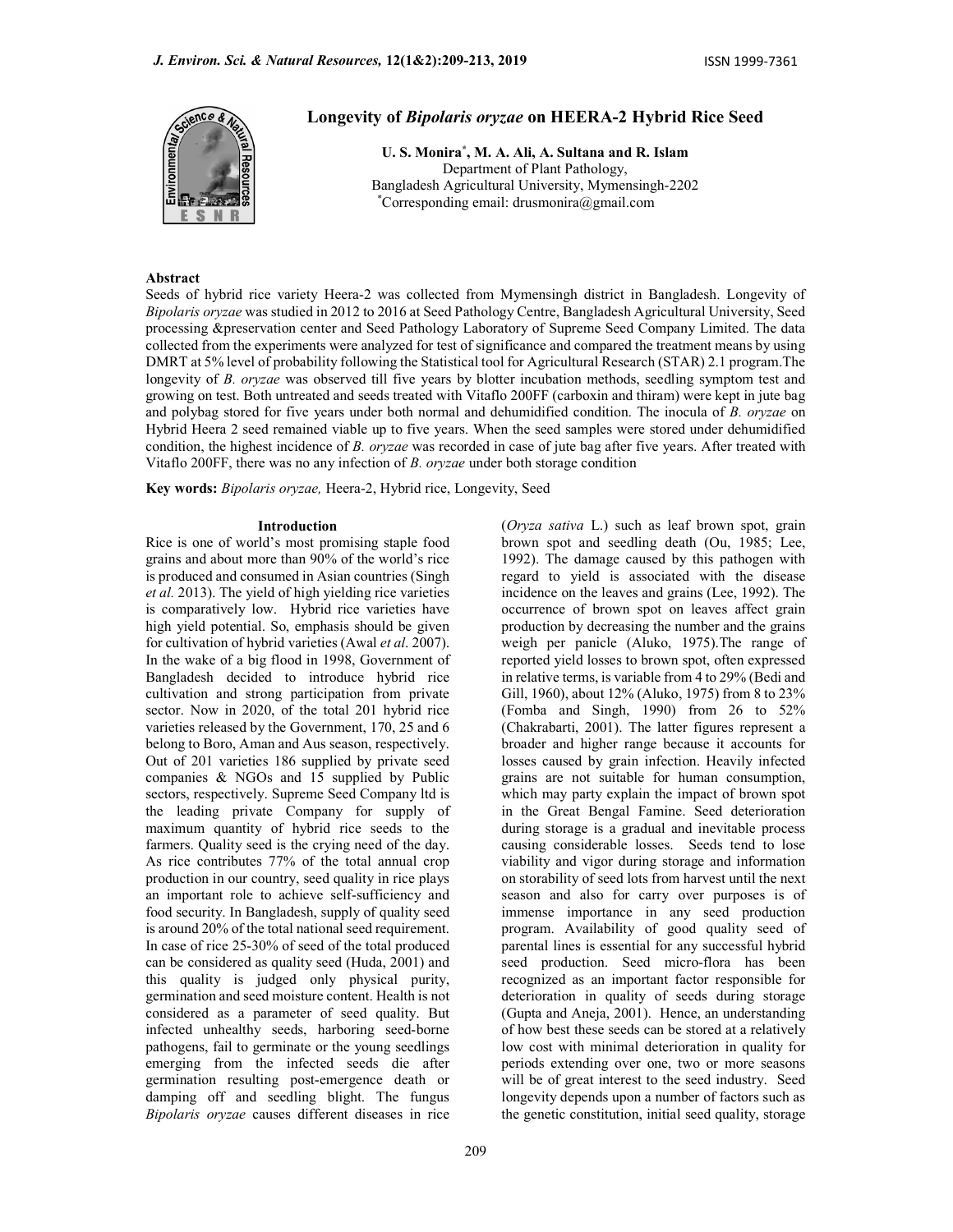# Longevity of *Bipolaris oryzae* on HEERA-2 Hybrid Rice Seed

**U. S. Monira[*], M. A. Ali, A. Sultana and R. Islam**
Department of Plant Pathology,
Bangladesh Agricultural University, Mymensingh-2202
[*]Corresponding email: drusmonira@gmail.com

## Abstract

Seeds of hybrid rice variety Heera-2 was collected from Mymensingh district in Bangladesh. Longevity of *Bipolaris oryzae* was studied in 2012 to 2016 at Seed Pathology Centre, Bangladesh Agricultural University, Seed processing &preservation center and Seed Pathology Laboratory of Supreme Seed Company Limited. The data collected from the experiments were analyzed for test of significance and compared the treatment means by using DMRT at 5% level of probability following the Statistical tool for Agricultural Research (STAR) 2.1 program.The longevity of *B. oryzae* was observed till five years by blotter incubation methods, seedling symptom test and growing on test. Both untreated and seeds treated with Vitaflo 200FF (carboxin and thiram) were kept in jute bag and polybag stored for five years under both normal and dehumidified condition. The inocula of *B. oryzae* on Hybrid Heera 2 seed remained viable up to five years. When the seed samples were stored under dehumidified condition, the highest incidence of *B. oryzae* was recorded in case of jute bag after five years. After treated with Vitaflo 200FF, there was no any infection of *B. oryzae* under both storage condition

**Key words:** *Bipolaris oryzae,* Heera-2, Hybrid rice, Longevity, Seed

## Introduction

Rice is one of world's most promising staple food grains and about more than 90% of the world's rice is produced and consumed in Asian countries (Singh *et al.* 2013). The yield of high yielding rice varieties is comparatively low. Hybrid rice varieties have high yield potential. So, emphasis should be given for cultivation of hybrid varieties (Awal *et al*. 2007). In the wake of a big flood in 1998, Government of Bangladesh decided to introduce hybrid rice cultivation and strong participation from private sector. Now in 2020, of the total 201 hybrid rice varieties released by the Government, 170, 25 and 6 belong to Boro, Aman and Aus season, respectively. Out of 201 varieties 186 supplied by private seed companies & NGOs and 15 supplied by Public sectors, respectively. Supreme Seed Company ltd is the leading private Company for supply of maximum quantity of hybrid rice seeds to the farmers. Quality seed is the crying need of the day. As rice contributes 77% of the total annual crop production in our country, seed quality in rice plays an important role to achieve self-sufficiency and food security. In Bangladesh, supply of quality seed is around 20% of the total national seed requirement. In case of rice 25-30% of seed of the total produced can be considered as quality seed (Huda, 2001) and this quality is judged only physical purity, germination and seed moisture content. Health is not considered as a parameter of seed quality. But infected unhealthy seeds, harboring seed-borne pathogens, fail to germinate or the young seedlings emerging from the infected seeds die after germination resulting post-emergence death or damping off and seedling blight. The fungus *Bipolaris oryzae* causes different diseases in rice (*Oryza sativa* L.) such as leaf brown spot, grain brown spot and seedling death (Ou, 1985; Lee, 1992). The damage caused by this pathogen with regard to yield is associated with the disease incidence on the leaves and grains (Lee, 1992). The occurrence of brown spot on leaves affect grain production by decreasing the number and the grains weigh per panicle (Aluko, 1975).The range of reported yield losses to brown spot, often expressed in relative terms, is variable from 4 to 29% (Bedi and Gill, 1960), about 12% (Aluko, 1975) from 8 to 23% (Fomba and Singh, 1990) from 26 to 52% (Chakrabarti, 2001). The latter figures represent a broader and higher range because it accounts for losses caused by grain infection. Heavily infected grains are not suitable for human consumption, which may party explain the impact of brown spot in the Great Bengal Famine. Seed deterioration during storage is a gradual and inevitable process causing considerable losses. Seeds tend to lose viability and vigor during storage and information on storability of seed lots from harvest until the next season and also for carry over purposes is of immense importance in any seed production program. Availability of good quality seed of parental lines is essential for any successful hybrid seed production. Seed micro-flora has been recognized as an important factor responsible for deterioration in quality of seeds during storage (Gupta and Aneja, 2001). Hence, an understanding of how best these seeds can be stored at a relatively low cost with minimal deterioration in quality for periods extending over one, two or more seasons will be of great interest to the seed industry. Seed longevity depends upon a number of factors such as the genetic constitution, initial seed quality, storage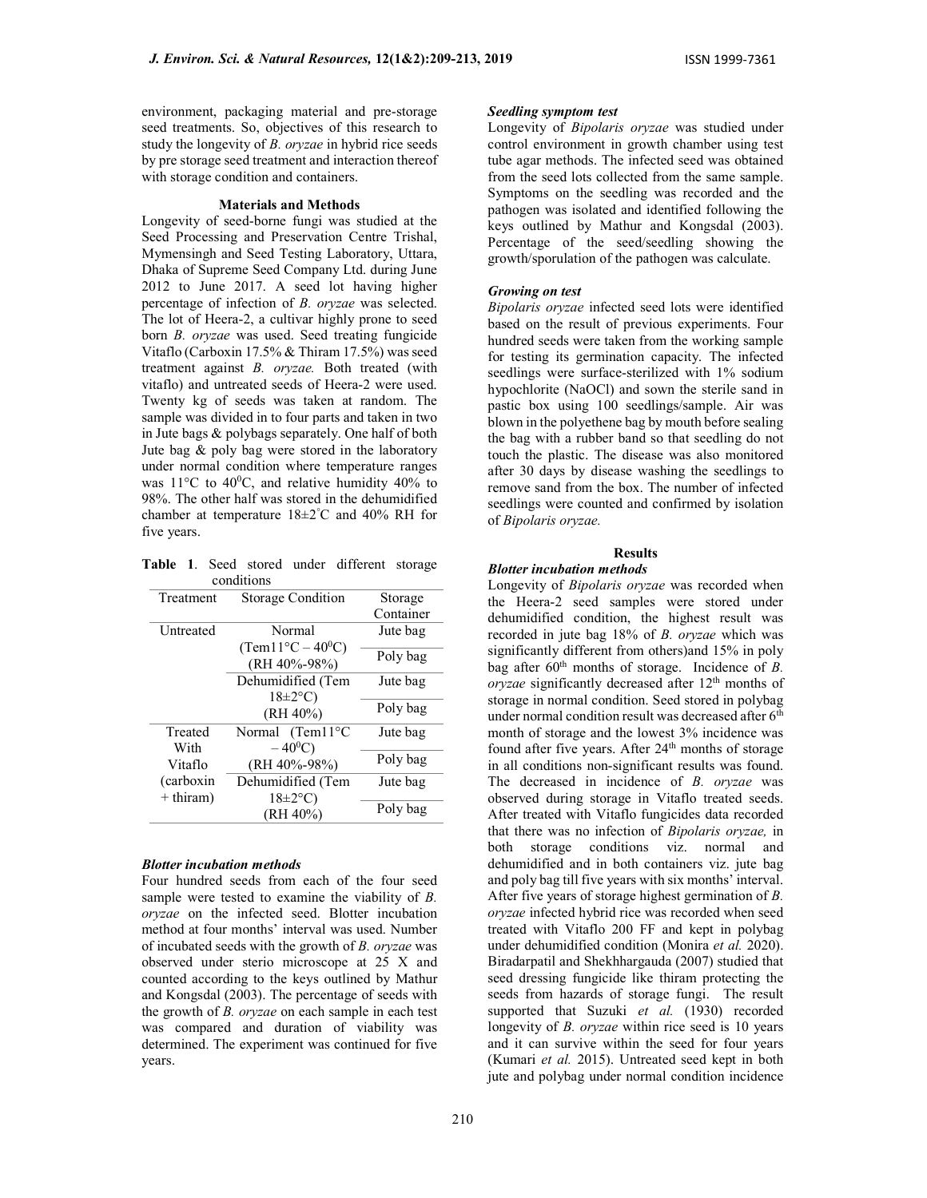environment, packaging material and pre-storage seed treatments. So, objectives of this research to study the longevity of *B. oryzae* in hybrid rice seeds by pre storage seed treatment and interaction thereof with storage condition and containers.

## Materials and Methods

Longevity of seed-borne fungi was studied at the Seed Processing and Preservation Centre Trishal, Mymensingh and Seed Testing Laboratory, Uttara, Dhaka of Supreme Seed Company Ltd. during June 2012 to June 2017. A seed lot having higher percentage of infection of *B. oryzae* was selected. The lot of Heera-2, a cultivar highly prone to seed born *B. oryzae* was used. Seed treating fungicide Vitaflo (Carboxin 17.5% & Thiram 17.5%) was seed treatment against *B. oryzae.* Both treated (with vitaflo) and untreated seeds of Heera-2 were used. Twenty kg of seeds was taken at random. The sample was divided in to four parts and taken in two in Jute bags & polybags separately. One half of both Jute bag & poly bag were stored in the laboratory under normal condition where temperature ranges was 11°C to 40$^0$C, and relative humidity 40% to 98%. The other half was stored in the dehumidified chamber at temperature 18±2°C and 40% RH for five years.

**Table 1**. Seed stored under different storage conditions

| Treatment | Storage Condition | Storage Container |
|---|---|---|
| Untreated | Normal (Tem11°C – 40$^0$C) (RH 40%-98%) | Jute bag |
| | | Poly bag |
| | Dehumidified (Tem 18±2°C) (RH 40%) | Jute bag |
| | | Poly bag |
| Treated With Vitaflo (carboxin + thiram) | Normal (Tem11°C – 40$^0$C) (RH 40%-98%) | Jute bag |
| | | Poly bag |
| | Dehumidified (Tem 18±2°C) (RH 40%) | Jute bag |
| | | Poly bag |

### *Blotter incubation methods*

Four hundred seeds from each of the four seed sample were tested to examine the viability of *B. oryzae* on the infected seed. Blotter incubation method at four months' interval was used. Number of incubated seeds with the growth of *B. oryzae* was observed under sterio microscope at 25 X and counted according to the keys outlined by Mathur and Kongsdal (2003). The percentage of seeds with the growth of *B. oryzae* on each sample in each test was compared and duration of viability was determined. The experiment was continued for five years.

### *Seedling symptom test*

Longevity of *Bipolaris oryzae* was studied under control environment in growth chamber using test tube agar methods. The infected seed was obtained from the seed lots collected from the same sample. Symptoms on the seedling was recorded and the pathogen was isolated and identified following the keys outlined by Mathur and Kongsdal (2003). Percentage of the seed/seedling showing the growth/sporulation of the pathogen was calculate.

### *Growing on test*

*Bipolaris oryzae* infected seed lots were identified based on the result of previous experiments. Four hundred seeds were taken from the working sample for testing its germination capacity. The infected seedlings were surface-sterilized with 1% sodium hypochlorite (NaOCl) and sown the sterile sand in pastic box using 100 seedlings/sample. Air was blown in the polyethene bag by mouth before sealing the bag with a rubber band so that seedling do not touch the plastic. The disease was also monitored after 30 days by disease washing the seedlings to remove sand from the box. The number of infected seedlings were counted and confirmed by isolation of *Bipolaris oryzae.*

## Results

### *Blotter incubation methods*

Longevity of *Bipolaris oryzae* was recorded when the Heera-2 seed samples were stored under dehumidified condition, the highest result was recorded in jute bag 18% of *B. oryzae* which was significantly different from others)and 15% in poly bag after 60$^{th}$ months of storage. Incidence of *B. oryzae* significantly decreased after 12$^{th}$ months of storage in normal condition. Seed stored in polybag under normal condition result was decreased after 6$^{th}$ month of storage and the lowest 3% incidence was found after five years. After 24$^{th}$ months of storage in all conditions non-significant results was found. The decreased in incidence of *B. oryzae* was observed during storage in Vitaflo treated seeds. After treated with Vitaflo fungicides data recorded that there was no infection of *Bipolaris oryzae,* in both storage conditions viz. normal and dehumidified and in both containers viz. jute bag and poly bag till five years with six months' interval. After five years of storage highest germination of *B. oryzae* infected hybrid rice was recorded when seed treated with Vitaflo 200 FF and kept in polybag under dehumidified condition (Monira *et al.* 2020). Biradarpatil and Shekhhargauda (2007) studied that seed dressing fungicide like thiram protecting the seeds from hazards of storage fungi. The result supported that Suzuki *et al.* (1930) recorded longevity of *B. oryzae* within rice seed is 10 years and it can survive within the seed for four years (Kumari *et al.* 2015). Untreated seed kept in both jute and polybag under normal condition incidence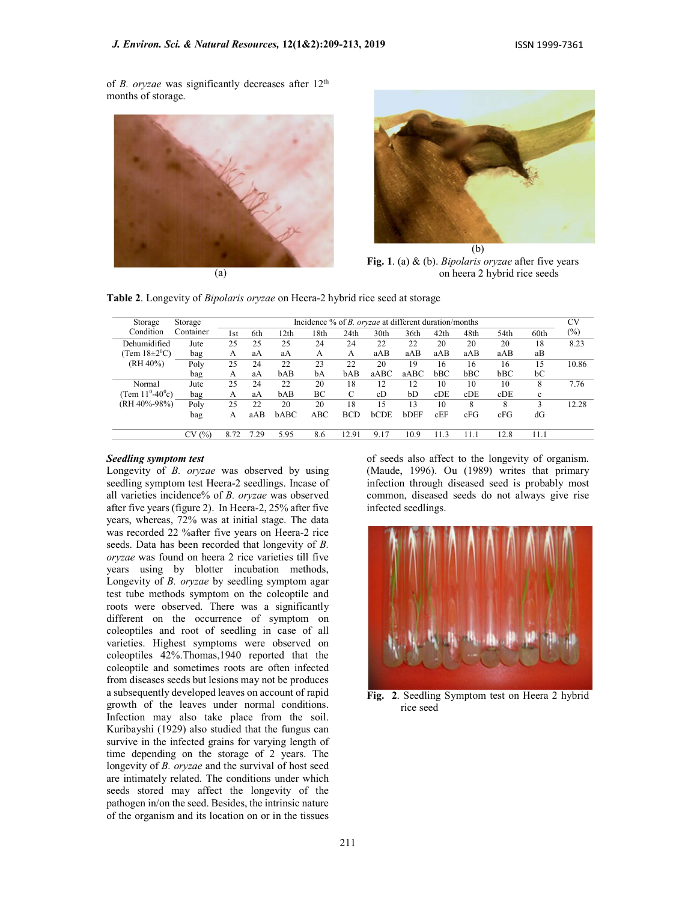of *B. oryzae* was significantly decreases after 12th months of storage.

(a)

(b)

**Fig. 1**. (a) & (b). *Bipolaris oryzae* after five years on heera 2 hybrid rice seeds

**Table 2**. Longevity of *Bipolaris oryzae* on Heera-2 hybrid rice seed at storage

| Storage Condition | Storage Container | Incidence % of *B. oryzae* at different duration/months | | | | | | | | | | | CV (%) |
|---|---|---|---|---|---|---|---|---|---|---|---|---|---|
| | | 1st | 6th | 12th | 18th | 24th | 30th | 36th | 42th | 48th | 54th | 60th | |
| Dehumidified (Tem 18±2$^0$C) (RH 40%) | Jute bag | 25 A | 25 aA | 25 aA | 24 A | 24 A | 22 aAB | 22 aAB | 20 aAB | 20 aAB | 20 aAB | 18 aB | 8.23 |
| | Poly bag | 25 A | 24 aA | 22 bAB | 23 bA | 22 bAB | 20 aABC | 19 aABC | 16 bBC | 16 bBC | 16 bBC | 15 bC | 10.86 |
| Normal (Tem 11$^0$-40$^0$c) (RH 40%-98%) | Jute bag | 25 A | 24 aA | 22 bAB | 20 BC | 18 C | 12 cD | 12 bD | 10 cDE | 10 cDE | 10 cDE | 8 c | 7.76 |
| | Poly bag | 25 A | 22 aAB | 20 bABC | 20 ABC | 18 BCD | 15 bCDE | 13 bDEF | 10 cEF | 8 cFG | 8 cFG | 3 dG | 12.28 |
| | CV (%) | 8.72 | 7.29 | 5.95 | 8.6 | 12.91 | 9.17 | 10.9 | 11.3 | 11.1 | 12.8 | 11.1 | |

***Seedling symptom test***

Longevity of *B. oryzae* was observed by using seedling symptom test Heera-2 seedlings. Incase of all varieties incidence% of *B. oryzae* was observed after five years (figure 2). In Heera-2, 25% after five years, whereas, 72% was at initial stage. The data was recorded 22 %after five years on Heera-2 rice seeds. Data has been recorded that longevity of *B. oryzae* was found on heera 2 rice varieties till five years using by blotter incubation methods, Longevity of *B. oryzae* by seedling symptom agar test tube methods symptom on the coleoptile and roots were observed. There was a significantly different on the occurrence of symptom on coleoptiles and root of seedling in case of all varieties. Highest symptoms were observed on coleoptiles 42%.Thomas,1940 reported that the coleoptile and sometimes roots are often infected from diseases seeds but lesions may not be produces a subsequently developed leaves on account of rapid growth of the leaves under normal conditions. Infection may also take place from the soil. Kuribayshi (1929) also studied that the fungus can survive in the infected grains for varying length of time depending on the storage of 2 years. The longevity of *B. oryzae* and the survival of host seed are intimately related. The conditions under which seeds stored may affect the longevity of the pathogen in/on the seed. Besides, the intrinsic nature of the organism and its location on or in the tissues of seeds also affect to the longevity of organism. (Maude, 1996). Ou (1989) writes that primary infection through diseased seed is probably most common, diseased seeds do not always give rise infected seedlings.

**Fig. 2**. Seedling Symptom test on Heera 2 hybrid rice seed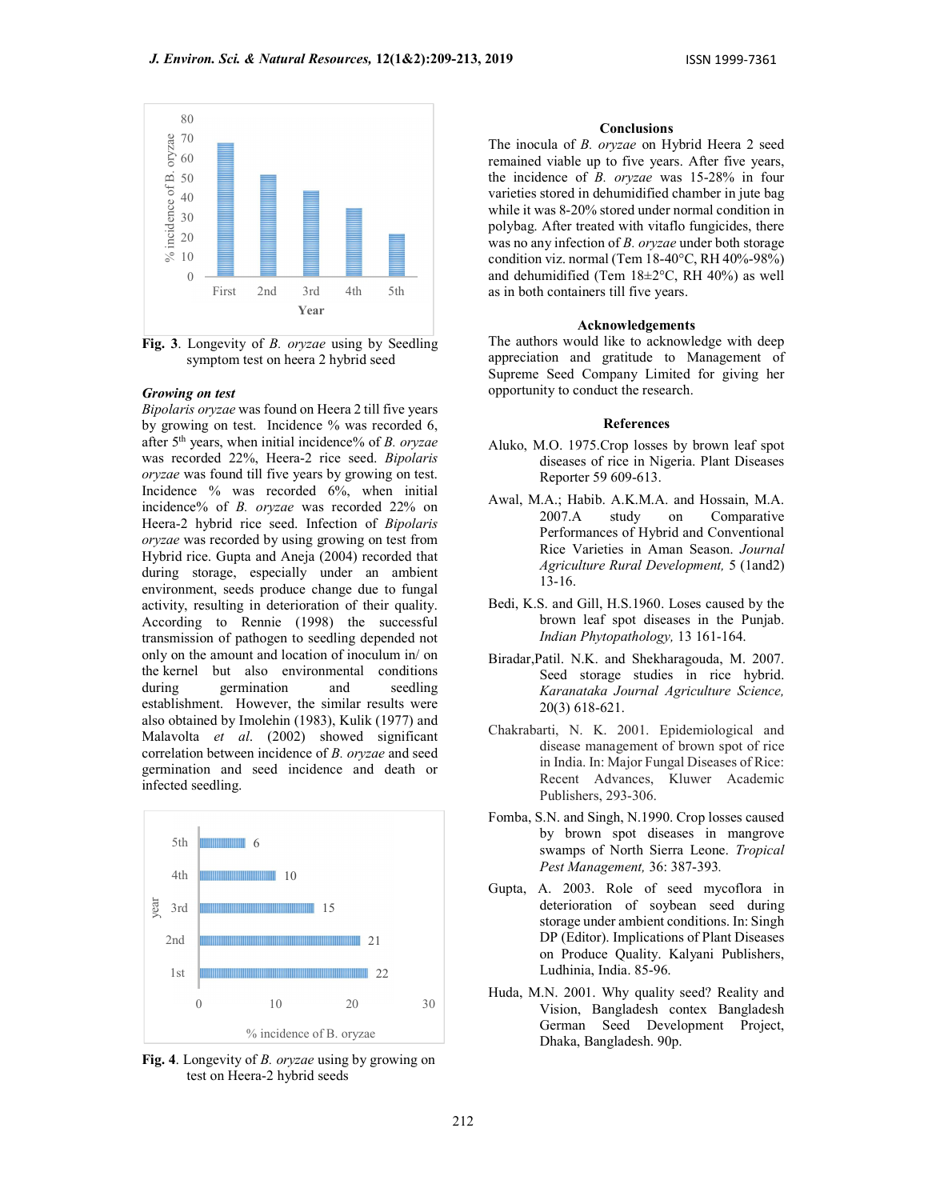Fig. 3. Longevity of *B. oryzae* using by Seedling symptom test on heera 2 hybrid seed

***Growing on test***

*Bipolaris oryzae* was found on Heera 2 till five years by growing on test. Incidence % was recorded 6, after 5th years, when initial incidence% of *B. oryzae* was recorded 22%, Heera-2 rice seed. *Bipolaris oryzae* was found till five years by growing on test. Incidence % was recorded 6%, when initial incidence% of *B. oryzae* was recorded 22% on Heera-2 hybrid rice seed. Infection of *Bipolaris oryzae* was recorded by using growing on test from Hybrid rice. Gupta and Aneja (2004) recorded that during storage, especially under an ambient environment, seeds produce change due to fungal activity, resulting in deterioration of their quality. According to Rennie (1998) the successful transmission of pathogen to seedling depended not only on the amount and location of inoculum in/ on the kernel but also environmental conditions during germination and seedling establishment. However, the similar results were also obtained by Imolehin (1983), Kulik (1977) and Malavolta *et al*. (2002) showed significant correlation between incidence of *B. oryzae* and seed germination and seed incidence and death or infected seedling.

Fig. 4. Longevity of *B. oryzae* using by growing on test on Heera-2 hybrid seeds

## Conclusions

The inocula of *B. oryzae* on Hybrid Heera 2 seed remained viable up to five years. After five years, the incidence of *B. oryzae* was 15-28% in four varieties stored in dehumidified chamber in jute bag while it was 8-20% stored under normal condition in polybag. After treated with vitaflo fungicides, there was no any infection of *B. oryzae* under both storage condition viz. normal (Tem 18-40°C, RH 40%-98%) and dehumidified (Tem 18±2°C, RH 40%) as well as in both containers till five years.

## Acknowledgements

The authors would like to acknowledge with deep appreciation and gratitude to Management of Supreme Seed Company Limited for giving her opportunity to conduct the research.

## References

Aluko, M.O. 1975.Crop losses by brown leaf spot diseases of rice in Nigeria. Plant Diseases Reporter 59 609-613.

Awal, M.A.; Habib. A.K.M.A. and Hossain, M.A. 2007.A study on Comparative Performances of Hybrid and Conventional Rice Varieties in Aman Season. *Journal Agriculture Rural Development,* 5 (1and2) 13-16.

Bedi, K.S. and Gill, H.S.1960. Loses caused by the brown leaf spot diseases in the Punjab. *Indian Phytopathology,* 13 161-164.

Biradar,Patil. N.K. and Shekharagouda, M. 2007. Seed storage studies in rice hybrid. *Karanataka Journal Agriculture Science,* 20(3) 618-621.

Chakrabarti, N. K. 2001. Epidemiological and disease management of brown spot of rice in India. In: Major Fungal Diseases of Rice: Recent Advances, Kluwer Academic Publishers, 293-306.

Fomba, S.N. and Singh, N.1990. Crop losses caused by brown spot diseases in mangrove swamps of North Sierra Leone. *Tropical Pest Management,* 36: 387-393.

Gupta, A. 2003. Role of seed mycoflora in deterioration of soybean seed during storage under ambient conditions. In: Singh DP (Editor). Implications of Plant Diseases on Produce Quality. Kalyani Publishers, Ludhinia, India. 85-96.

Huda, M.N. 2001. Why quality seed? Reality and Vision, Bangladesh contex Bangladesh German Seed Development Project, Dhaka, Bangladesh. 90p.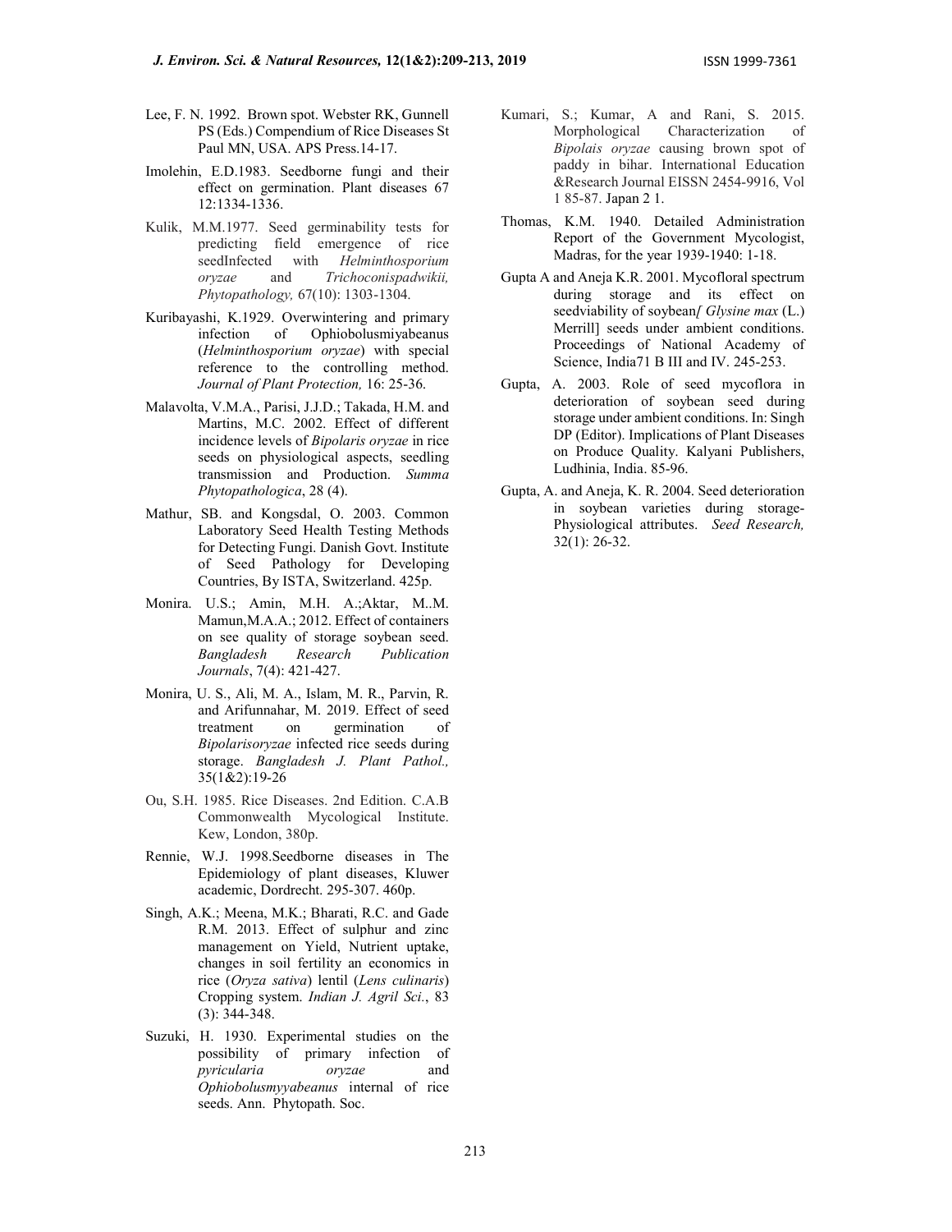Lee, F. N. 1992. Brown spot. Webster RK, Gunnell PS (Eds.) Compendium of Rice Diseases St Paul MN, USA. APS Press.14-17.

Imolehin, E.D.1983. Seedborne fungi and their effect on germination. Plant diseases 67 12:1334-1336.

Kulik, M.M.1977. Seed germinability tests for predicting field emergence of rice seedInfected with *Helminthosporium oryzae* and *Trichoconispadwikii, Phytopathology,* 67(10): 1303-1304.

Kuribayashi, K.1929. Overwintering and primary infection of Ophiobolusmiyabeanus (*Helminthosporium oryzae*) with special reference to the controlling method. *Journal of Plant Protection,* 16: 25-36.

Malavolta, V.M.A., Parisi, J.J.D.; Takada, H.M. and Martins, M.C. 2002. Effect of different incidence levels of *Bipolaris oryzae* in rice seeds on physiological aspects, seedling transmission and Production. *Summa Phytopathologica*, 28 (4).

Mathur, SB. and Kongsdal, O. 2003. Common Laboratory Seed Health Testing Methods for Detecting Fungi. Danish Govt. Institute of Seed Pathology for Developing Countries, By ISTA, Switzerland. 425p.

Monira. U.S.; Amin, M.H. A.;Aktar, M..M. Mamun,M.A.A.; 2012. Effect of containers on see quality of storage soybean seed. *Bangladesh Research Publication Journals*, 7(4): 421-427.

Monira, U. S., Ali, M. A., Islam, M. R., Parvin, R. and Arifunnahar, M. 2019. Effect of seed treatment on germination of *Bipolarisoryzae* infected rice seeds during storage. *Bangladesh J. Plant Pathol.,* 35(1&2):19-26

Ou, S.H. 1985. Rice Diseases. 2nd Edition. C.A.B Commonwealth Mycological Institute. Kew, London, 380p.

Rennie, W.J. 1998.Seedborne diseases in The Epidemiology of plant diseases, Kluwer academic, Dordrecht. 295-307. 460p.

Singh, A.K.; Meena, M.K.; Bharati, R.C. and Gade R.M. 2013. Effect of sulphur and zinc management on Yield, Nutrient uptake, changes in soil fertility an economics in rice (*Oryza sativa*) lentil (*Lens culinaris*) Cropping system. *Indian J. Agril Sci.*, 83 (3): 344-348.

Suzuki, H. 1930. Experimental studies on the possibility of primary infection of *pyricularia oryzae* and *Ophiobolusmyyabeanus* internal of rice seeds. Ann. Phytopath. Soc.

Kumari, S.; Kumar, A and Rani, S. 2015. Morphological Characterization of *Bipolais oryzae* causing brown spot of paddy in bihar. International Education &Research Journal EISSN 2454-9916, Vol 1 85-87. Japan 2 1.

Thomas, K.M. 1940. Detailed Administration Report of the Government Mycologist, Madras, for the year 1939-1940: 1-18.

Gupta A and Aneja K.R. 2001. Mycofloral spectrum during storage and its effect on seedviability of soybean[ *Glysine max* (L.) Merrill] seeds under ambient conditions. Proceedings of National Academy of Science, India71 B III and IV. 245-253.

Gupta, A. 2003. Role of seed mycoflora in deterioration of soybean seed during storage under ambient conditions. In: Singh DP (Editor). Implications of Plant Diseases on Produce Quality. Kalyani Publishers, Ludhinia, India. 85-96.

Gupta, A. and Aneja, K. R. 2004. Seed deterioration in soybean varieties during storage- Physiological attributes. *Seed Research,* 32(1): 26-32.